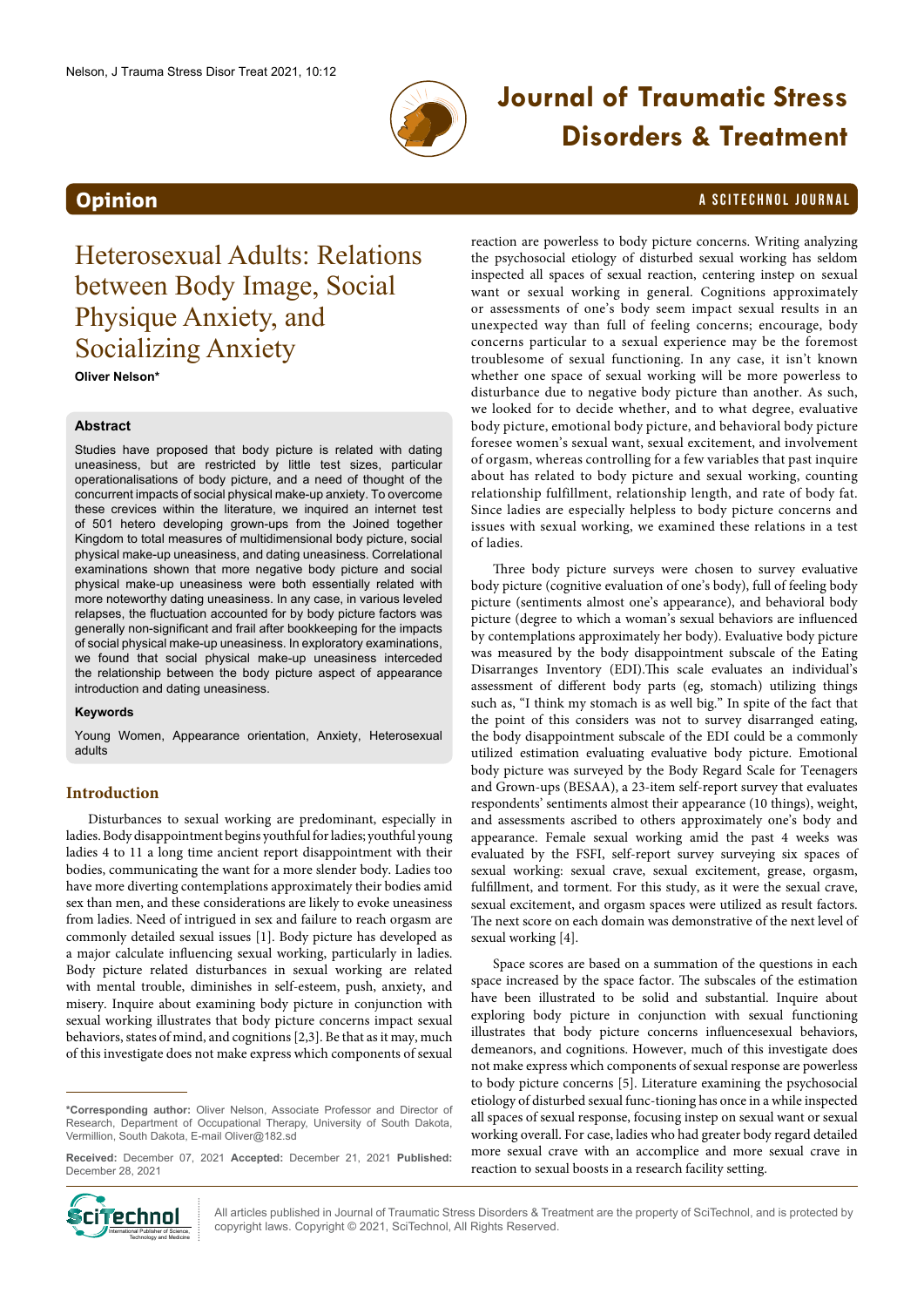# Heterosexual Adults: Relations between Body Image, Social Physique Anxiety, and Socializing Anxiety

**Oliver Nelson***

## Abstract

Studies have proposed that body picture is related with dating uneasiness, but are restricted by little test sizes, particular operationalisations of body picture, and a need of thought of the concurrent impacts of social physical make-up anxiety. To overcome these crevices within the literature, we inquired an internet test of 501 hetero developing grown-ups from the Joined together Kingdom to total measures of multidimensional body picture, social physical make-up uneasiness, and dating uneasiness. Correlational examinations shown that more negative body picture and social physical make-up uneasiness were both essentially related with more noteworthy dating uneasiness. In any case, in various leveled relapses, the fluctuation accounted for by body picture factors was generally non-significant and frail after bookkeeping for the impacts of social physical make-up uneasiness. In exploratory examinations, we found that social physical make-up uneasiness interceded the relationship between the body picture aspect of appearance introduction and dating uneasiness.

### Keywords

Young Women, Appearance orientation, Anxiety, Heterosexual adults

## Introduction

Disturbances to sexual working are predominant, especially in ladies. Body disappointment begins youthful for ladies; youthful young ladies 4 to 11 a long time ancient report disappointment with their bodies, communicating the want for a more slender body. Ladies too have more diverting contemplations approximately their bodies amid sex than men, and these considerations are likely to evoke uneasiness from ladies. Need of intrigued in sex and failure to reach orgasm are commonly detailed sexual issues [1]. Body picture has developed as a major calculate influencing sexual working, particularly in ladies. Body picture related disturbances in sexual working are related with mental trouble, diminishes in self-esteem, push, anxiety, and misery. Inquire about examining body picture in conjunction with sexual working illustrates that body picture concerns impact sexual behaviors, states of mind, and cognitions [2,3]. Be that as it may, much of this investigate does not make express which components of sexual reaction are powerless to body picture concerns. Writing analyzing the psychosocial etiology of disturbed sexual working has seldom inspected all spaces of sexual reaction, centering instep on sexual want or sexual working in general. Cognitions approximately or assessments of one's body seem impact sexual results in an unexpected way than full of feeling concerns; encourage, body concerns particular to a sexual experience may be the foremost troublesome of sexual functioning. In any case, it isn't known whether one space of sexual working will be more powerless to disturbance due to negative body picture than another. As such, we looked for to decide whether, and to what degree, evaluative body picture, emotional body picture, and behavioral body picture foresee women's sexual want, sexual excitement, and involvement of orgasm, whereas controlling for a few variables that past inquire about has related to body picture and sexual working, counting relationship fulfillment, relationship length, and rate of body fat. Since ladies are especially helpless to body picture concerns and issues with sexual working, we examined these relations in a test of ladies.

Three body picture surveys were chosen to survey evaluative body picture (cognitive evaluation of one's body), full of feeling body picture (sentiments almost one's appearance), and behavioral body picture (degree to which a woman's sexual behaviors are influenced by contemplations approximately her body). Evaluative body picture was measured by the body disappointment subscale of the Eating Disarranges Inventory (EDI).This scale evaluates an individual's assessment of different body parts (eg, stomach) utilizing things such as, "I think my stomach is as well big." In spite of the fact that the point of this considers was not to survey disarranged eating, the body disappointment subscale of the EDI could be a commonly utilized estimation evaluating evaluative body picture. Emotional body picture was surveyed by the Body Regard Scale for Teenagers and Grown-ups (BESAA), a 23-item self-report survey that evaluates respondents' sentiments almost their appearance (10 things), weight, and assessments ascribed to others approximately one's body and appearance. Female sexual working amid the past 4 weeks was evaluated by the FSFI, self-report survey surveying six spaces of sexual working: sexual crave, sexual excitement, grease, orgasm, fulfillment, and torment. For this study, as it were the sexual crave, sexual excitement, and orgasm spaces were utilized as result factors. The next score on each domain was demonstrative of the next level of sexual working [4].

Space scores are based on a summation of the questions in each space increased by the space factor. The subscales of the estimation have been illustrated to be solid and substantial. Inquire about exploring body picture in conjunction with sexual functioning illustrates that body picture concerns influencesexual behaviors, demeanors, and cognitions. However, much of this investigate does not make express which components of sexual response are powerless to body picture concerns [5]. Literature examining the psychosocial etiology of disturbed sexual func-tioning has once in a while inspected all spaces of sexual response, focusing instep on sexual want or sexual working overall. For case, ladies who had greater body regard detailed more sexual crave with an accomplice and more sexual crave in reaction to sexual boosts in a research facility setting.

---

***Corresponding author:** Oliver Nelson, Associate Professor and Director of Research, Department of Occupational Therapy, University of South Dakota, Vermillion, South Dakota, E-mail Oliver@182.sd

**Received:** December 07, 2021 **Accepted:** December 21, 2021 **Published:** December 28, 2021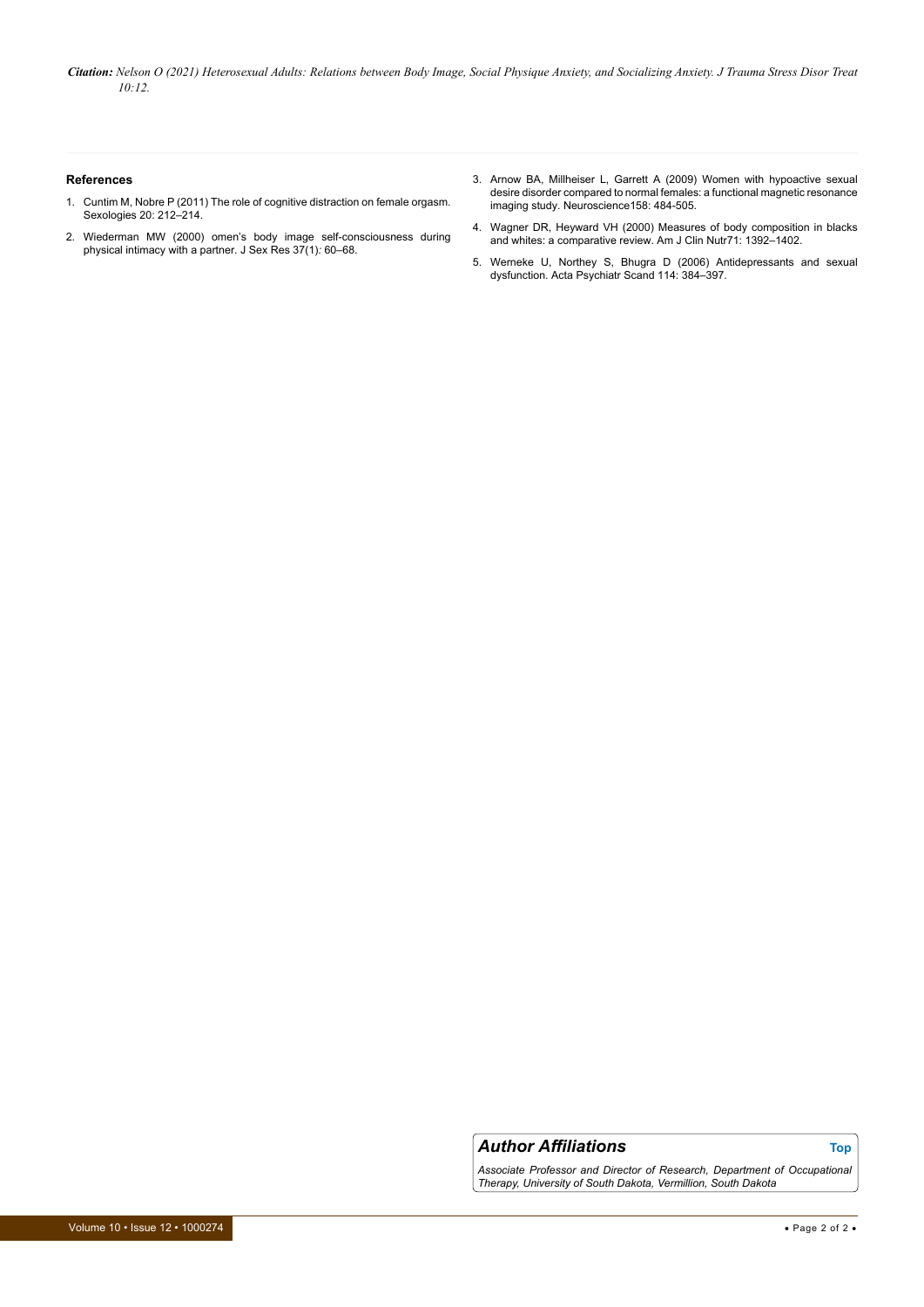## References

1. Cuntim M, Nobre P (2011) The role of cognitive distraction on female orgasm. Sexologies 20: 212–214.
2. Wiederman MW (2000) omen's body image self-consciousness during physical intimacy with a partner. J Sex Res 37(1)*:* 60–68.
3. Arnow BA, Millheiser L, Garrett A (2009) Women with hypoactive sexual desire disorder compared to normal females: a functional magnetic resonance imaging study. Neuroscience158: 484-505.
4. Wagner DR, Heyward VH (2000) Measures of body composition in blacks and whites: a comparative review. Am J Clin Nutr71: 1392–1402.
5. Werneke U, Northey S, Bhugra D (2006) Antidepressants and sexual dysfunction. Acta Psychiatr Scand 114: 384–397.

## *Author Affiliations*

*Associate Professor and Director of Research, Department of Occupational Therapy, University of South Dakota, Vermillion, South Dakota*